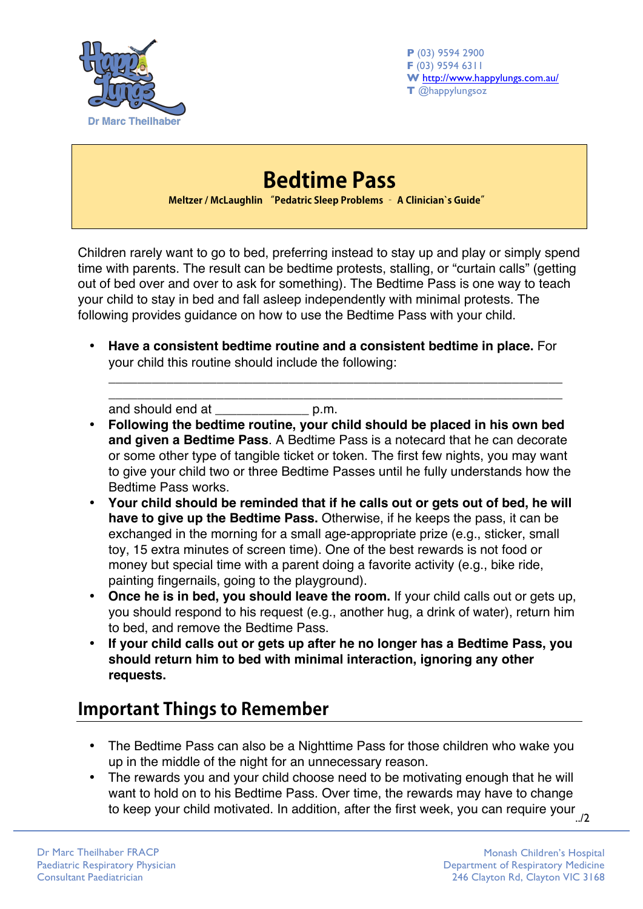Happy Lungs
Dr Marc Theilhaber

**P** (03) 9594 2900
**F** (03) 9594 6311
**W** http://www.happylungs.com.au/
**T** @happylungsoz

# Bedtime Pass

**Meltzer / McLaughlin "Pedatric Sleep Problems - A Clinician`s Guide"**

Children rarely want to go to bed, preferring instead to stay up and play or simply spend time with parents. The result can be bedtime protests, stalling, or "curtain calls" (getting out of bed over and over to ask for something). The Bedtime Pass is one way to teach your child to stay in bed and fall asleep independently with minimal protests. The following provides guidance on how to use the Bedtime Pass with your child.

- **Have a consistent bedtime routine and a consistent bedtime in place.** For your child this routine should include the following:
  ____________________________________________________________
  ____________________________________________________________
  and should end at _____________ p.m.
- **Following the bedtime routine, your child should be placed in his own bed and given a Bedtime Pass**. A Bedtime Pass is a notecard that he can decorate or some other type of tangible ticket or token. The first few nights, you may want to give your child two or three Bedtime Passes until he fully understands how the Bedtime Pass works.
- **Your child should be reminded that if he calls out or gets out of bed, he will have to give up the Bedtime Pass.** Otherwise, if he keeps the pass, it can be exchanged in the morning for a small age-appropriate prize (e.g., sticker, small toy, 15 extra minutes of screen time). One of the best rewards is not food or money but special time with a parent doing a favorite activity (e.g., bike ride, painting fingernails, going to the playground).
- **Once he is in bed, you should leave the room.** If your child calls out or gets up, you should respond to his request (e.g., another hug, a drink of water), return him to bed, and remove the Bedtime Pass.
- **If your child calls out or gets up after he no longer has a Bedtime Pass, you should return him to bed with minimal interaction, ignoring any other requests.**

## Important Things to Remember

- The Bedtime Pass can also be a Nighttime Pass for those children who wake you up in the middle of the night for an unnecessary reason.
- The rewards you and your child choose need to be motivating enough that he will want to hold on to his Bedtime Pass. Over time, the rewards may have to change to keep your child motivated. In addition, after the first week, you can require your

../2

Dr Marc Theilhaber FRACP
Paediatric Respiratory Physician
Consultant Paediatrician

Monash Children's Hospital
Department of Respiratory Medicine
246 Clayton Rd, Clayton VIC 3168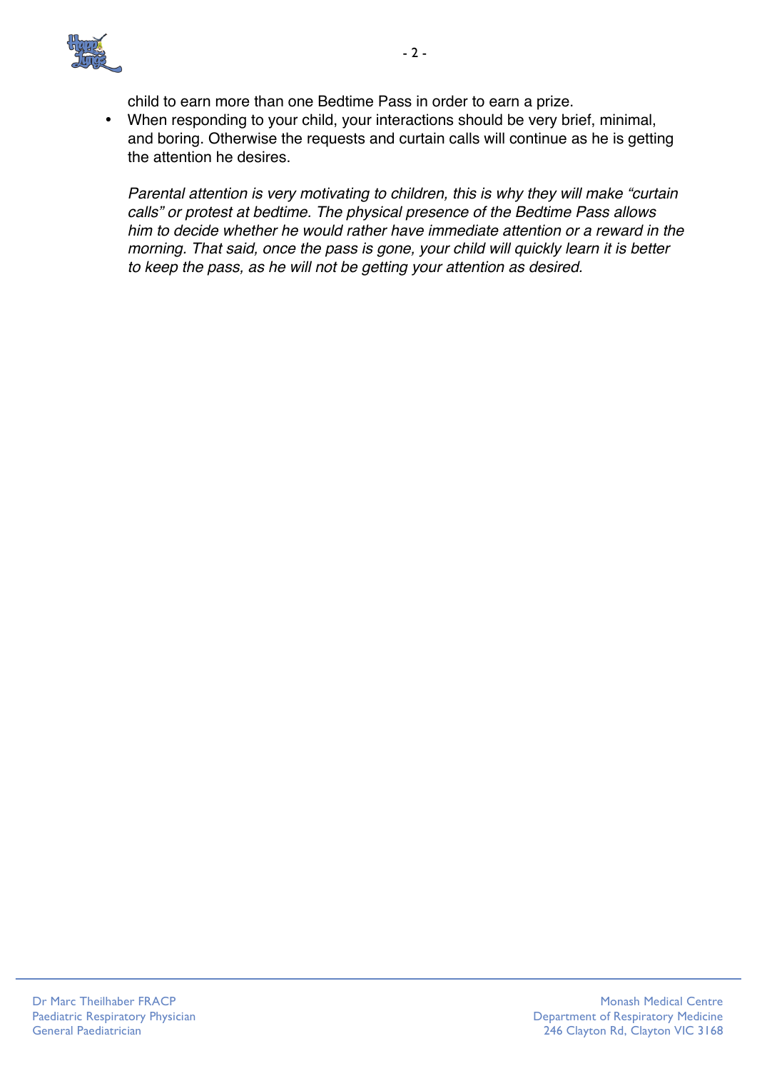child to earn more than one Bedtime Pass in order to earn a prize.

- When responding to your child, your interactions should be very brief, minimal, and boring. Otherwise the requests and curtain calls will continue as he is getting the attention he desires.

  *Parental attention is very motivating to children, this is why they will make "curtain calls" or protest at bedtime. The physical presence of the Bedtime Pass allows him to decide whether he would rather have immediate attention or a reward in the morning. That said, once the pass is gone, your child will quickly learn it is better to keep the pass, as he will not be getting your attention as desired.*